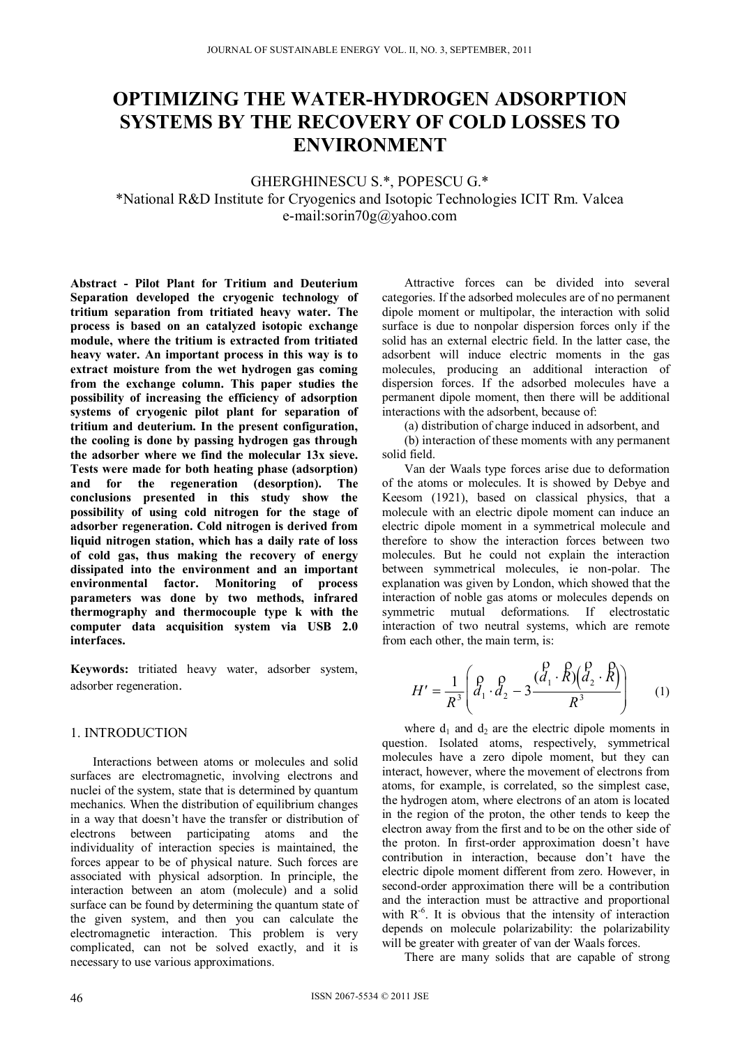# OPTIMIZING THE WATER-HYDROGEN ADSORPTION SYSTEMS BY THE RECOVERY OF COLD LOSSES TO ENVIRONMENT

GHERGHINESCU S.*, POPESCU G.*

*National R&D Institute for Cryogenics and Isotopic Technologies ICIT Rm. Valcea
e-mail:sorin70g@yahoo.com

**Abstract - Pilot Plant for Tritium and Deuterium Separation developed the cryogenic technology of tritium separation from tritiated heavy water. The process is based on an catalyzed isotopic exchange module, where the tritium is extracted from tritiated heavy water. An important process in this way is to extract moisture from the wet hydrogen gas coming from the exchange column. This paper studies the possibility of increasing the efficiency of adsorption systems of cryogenic pilot plant for separation of tritium and deuterium. In the present configuration, the cooling is done by passing hydrogen gas through the adsorber where we find the molecular 13x sieve. Tests were made for both heating phase (adsorption) and for the regeneration (desorption). The conclusions presented in this study show the possibility of using cold nitrogen for the stage of adsorber regeneration. Cold nitrogen is derived from liquid nitrogen station, which has a daily rate of loss of cold gas, thus making the recovery of energy dissipated into the environment and an important environmental factor. Monitoring of process parameters was done by two methods, infrared thermography and thermocouple type k with the computer data acquisition system via USB 2.0 interfaces.**

**Keywords:** tritiated heavy water, adsorber system, adsorber regeneration.

## 1. INTRODUCTION

Interactions between atoms or molecules and solid surfaces are electromagnetic, involving electrons and nuclei of the system, state that is determined by quantum mechanics. When the distribution of equilibrium changes in a way that doesn't have the transfer or distribution of electrons between participating atoms and the individuality of interaction species is maintained, the forces appear to be of physical nature. Such forces are associated with physical adsorption. In principle, the interaction between an atom (molecule) and a solid surface can be found by determining the quantum state of the given system, and then you can calculate the electromagnetic interaction. This problem is very complicated, can not be solved exactly, and it is necessary to use various approximations.

Attractive forces can be divided into several categories. If the adsorbed molecules are of no permanent dipole moment or multipolar, the interaction with solid surface is due to nonpolar dispersion forces only if the solid has an external electric field. In the latter case, the adsorbent will induce electric moments in the gas molecules, producing an additional interaction of dispersion forces. If the adsorbed molecules have a permanent dipole moment, then there will be additional interactions with the adsorbent, because of:

(a) distribution of charge induced in adsorbent, and

(b) interaction of these moments with any permanent solid field.

Van der Waals type forces arise due to deformation of the atoms or molecules. It is showed by Debye and Keesom (1921), based on classical physics, that a molecule with an electric dipole moment can induce an electric dipole moment in a symmetrical molecule and therefore to show the interaction forces between two molecules. But he could not explain the interaction between symmetrical molecules, ie non-polar. The explanation was given by London, which showed that the interaction of noble gas atoms or molecules depends on symmetric mutual deformations. If electrostatic interaction of two neutral systems, which are remote from each other, the main term, is:

$$H' = \frac{1}{R^3}\left(\vec{d}_1 \cdot \vec{d}_2 - 3\frac{(\vec{d}_1 \cdot \vec{R})(\vec{d}_2 \cdot \vec{R})}{R^3}\right) \qquad (1)$$

where $d_1$ and $d_2$ are the electric dipole moments in question. Isolated atoms, respectively, symmetrical molecules have a zero dipole moment, but they can interact, however, where the movement of electrons from atoms, for example, is correlated, so the simplest case, the hydrogen atom, where electrons of an atom is located in the region of the proton, the other tends to keep the electron away from the first and to be on the other side of the proton. In first-order approximation doesn't have contribution in interaction, because don't have the electric dipole moment different from zero. However, in second-order approximation there will be a contribution and the interaction must be attractive and proportional with $R^{-6}$. It is obvious that the intensity of interaction depends on molecule polarizability: the polarizability will be greater with greater of van der Waals forces.

There are many solids that are capable of strong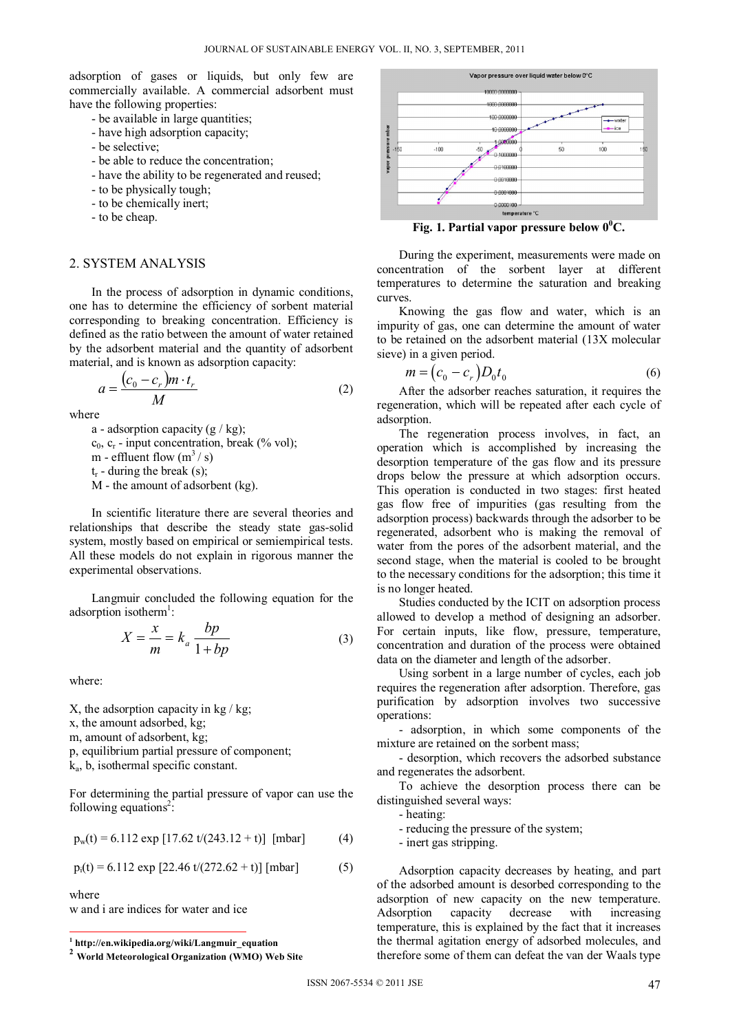adsorption of gases or liquids, but only few are commercially available. A commercial adsorbent must have the following properties:

- be available in large quantities;
- have high adsorption capacity;
- be selective;
- be able to reduce the concentration;
- have the ability to be regenerated and reused;
- to be physically tough;
- to be chemically inert;
- to be cheap.

## 2. SYSTEM ANALYSIS

In the process of adsorption in dynamic conditions, one has to determine the efficiency of sorbent material corresponding to breaking concentration. Efficiency is defined as the ratio between the amount of water retained by the adsorbent material and the quantity of adsorbent material, and is known as adsorption capacity:

$$a = \frac{(c_0 - c_r)m \cdot t_r}{M} \qquad (2)$$

where

- a - adsorption capacity (g / kg);
- $c_0$, $c_r$ - input concentration, break (% vol);
- m - effluent flow ($m^3$ / s)
- $t_r$ - during the break (s);
- M - the amount of adsorbent (kg).

In scientific literature there are several theories and relationships that describe the steady state gas-solid system, mostly based on empirical or semiempirical tests. All these models do not explain in rigorous manner the experimental observations.

Langmuir concluded the following equation for the adsorption isotherm[1]:

$$X = \frac{x}{m} = k_a \frac{bp}{1 + bp} \qquad (3)$$

where:

X, the adsorption capacity in kg / kg;
x, the amount adsorbed, kg;
m, amount of adsorbent, kg;
p, equilibrium partial pressure of component;
$k_a$, b, isothermal specific constant.

For determining the partial pressure of vapor can use the following equations[2]:

$$p_w(t) = 6.112 \exp [17.62\, t/(243.12 + t)] \text{ [mbar]} \qquad (4)$$

$$p_i(t) = 6.112 \exp [22.46\, t/(272.62 + t)] \text{ [mbar]} \qquad (5)$$

where
w and i are indices for water and ice

[1] http://en.wikipedia.org/wiki/Langmuir_equation
[2] World Meteorological Organization (WMO) Web Site

**Fig. 1. Partial vapor pressure below $0^0$C.**

During the experiment, measurements were made on concentration of the sorbent layer at different temperatures to determine the saturation and breaking curves.

Knowing the gas flow and water, which is an impurity of gas, one can determine the amount of water to be retained on the adsorbent material (13X molecular sieve) in a given period.

$$m = (c_0 - c_r) D_0 t_0 \qquad (6)$$

After the adsorber reaches saturation, it requires the regeneration, which will be repeated after each cycle of adsorption.

The regeneration process involves, in fact, an operation which is accomplished by increasing the desorption temperature of the gas flow and its pressure drops below the pressure at which adsorption occurs. This operation is conducted in two stages: first heated gas flow free of impurities (gas resulting from the adsorption process) backwards through the adsorber to be regenerated, adsorbent who is making the removal of water from the pores of the adsorbent material, and the second stage, when the material is cooled to be brought to the necessary conditions for the adsorption; this time it is no longer heated.

Studies conducted by the ICIT on adsorption process allowed to develop a method of designing an adsorber. For certain inputs, like flow, pressure, temperature, concentration and duration of the process were obtained data on the diameter and length of the adsorber.

Using sorbent in a large number of cycles, each job requires the regeneration after adsorption. Therefore, gas purification by adsorption involves two successive operations:

- adsorption, in which some components of the mixture are retained on the sorbent mass;
- desorption, which recovers the adsorbed substance and regenerates the adsorbent.

To achieve the desorption process there can be distinguished several ways:

- heating:
- reducing the pressure of the system;
- inert gas stripping.

Adsorption capacity decreases by heating, and part of the adsorbed amount is desorbed corresponding to the adsorption of new capacity on the new temperature. Adsorption capacity decrease with increasing temperature, this is explained by the fact that it increases the thermal agitation energy of adsorbed molecules, and therefore some of them can defeat the van der Waals type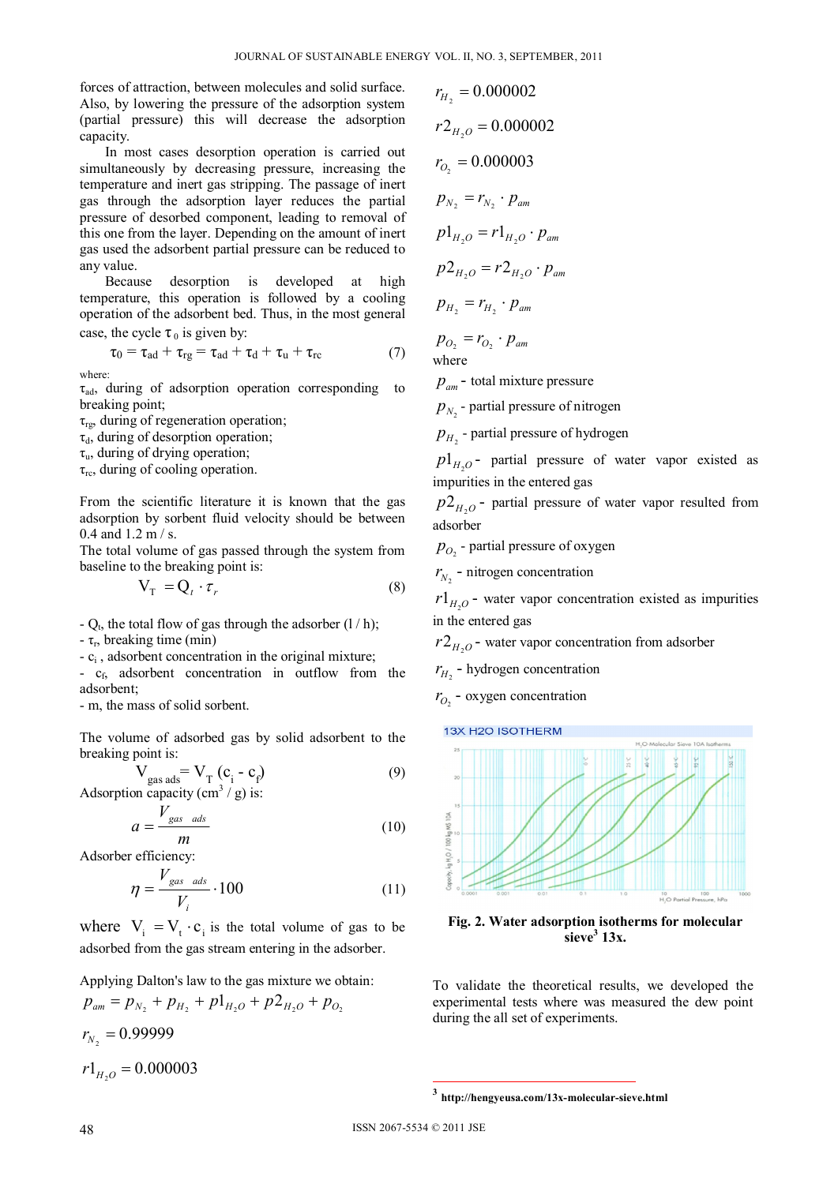forces of attraction, between molecules and solid surface. Also, by lowering the pressure of the adsorption system (partial pressure) this will decrease the adsorption capacity.

In most cases desorption operation is carried out simultaneously by decreasing pressure, increasing the temperature and inert gas stripping. The passage of inert gas through the adsorption layer reduces the partial pressure of desorbed component, leading to removal of this one from the layer. Depending on the amount of inert gas used the adsorbent partial pressure can be reduced to any value.

Because desorption is developed at high temperature, this operation is followed by a cooling operation of the adsorbent bed. Thus, in the most general case, the cycle $\tau_0$ is given by:

$$\tau_0 = \tau_{ad} + \tau_{rg} = \tau_{ad} + \tau_d + \tau_u + \tau_{rc} \quad (7)$$

where:
$\tau_{ad}$, during of adsorption operation corresponding to breaking point;
$\tau_{rg}$, during of regeneration operation;
$\tau_d$, during of desorption operation;
$\tau_u$, during of drying operation;
$\tau_{rc}$, during of cooling operation.

From the scientific literature it is known that the gas adsorption by sorbent fluid velocity should be between 0.4 and 1.2 m / s.
The total volume of gas passed through the system from baseline to the breaking point is:

$$V_T = Q_t \cdot \tau_r \quad (8)$$

- $Q_t$, the total flow of gas through the adsorber (l / h);
- $\tau_r$, breaking time (min)
- $c_i$ , adsorbent concentration in the original mixture;
- $c_f$, adsorbent concentration in outflow from the adsorbent;
- m, the mass of solid sorbent.

The volume of adsorbed gas by solid adsorbent to the breaking point is:

$$V_{gas\ ads} = V_T\,(c_i - c_f) \quad (9)$$

Adsorption capacity (cm$^3$ / g) is:

$$a = \frac{V_{gas\ ads}}{m} \quad (10)$$

Adsorber efficiency:

$$\eta = \frac{V_{gas\ ads}}{V_i} \cdot 100 \quad (11)$$

where $V_i = V_t \cdot c_i$ is the total volume of gas to be adsorbed from the gas stream entering in the adsorber.

Applying Dalton's law to the gas mixture we obtain:

$$p_{am} = p_{N_2} + p_{H_2} + p1_{H_2O} + p2_{H_2O} + p_{O_2}$$

$$r_{N_2} = 0.99999$$

$$r1_{H_2O} = 0.000003$$

$$r_{H_2} = 0.000002$$

$$r2_{H_2O} = 0.000002$$

$$r_{O_2} = 0.000003$$

$$p_{N_2} = r_{N_2} \cdot p_{am}$$

$$p1_{H_2O} = r1_{H_2O} \cdot p_{am}$$

$$p2_{H_2O} = r2_{H_2O} \cdot p_{am}$$

$$p_{H_2} = r_{H_2} \cdot p_{am}$$

$$p_{O_2} = r_{O_2} \cdot p_{am}$$

where
$p_{am}$ - total mixture pressure
$p_{N_2}$ - partial pressure of nitrogen
$p_{H_2}$ - partial pressure of hydrogen
$p1_{H_2O}$ - partial pressure of water vapor existed as impurities in the entered gas
$p2_{H_2O}$ - partial pressure of water vapor resulted from adsorber
$p_{O_2}$ - partial pressure of oxygen
$r_{N_2}$ - nitrogen concentration
$r1_{H_2O}$ - water vapor concentration existed as impurities in the entered gas
$r2_{H_2O}$ - water vapor concentration from adsorber
$r_{H_2}$ - hydrogen concentration
$r_{O_2}$ - oxygen concentration

**Fig. 2. Water adsorption isotherms for molecular sieve[3] 13x.**

To validate the theoretical results, we developed the experimental tests where was measured the dew point during the all set of experiments.

[3] http://hengyeusa.com/13x-molecular-sieve.html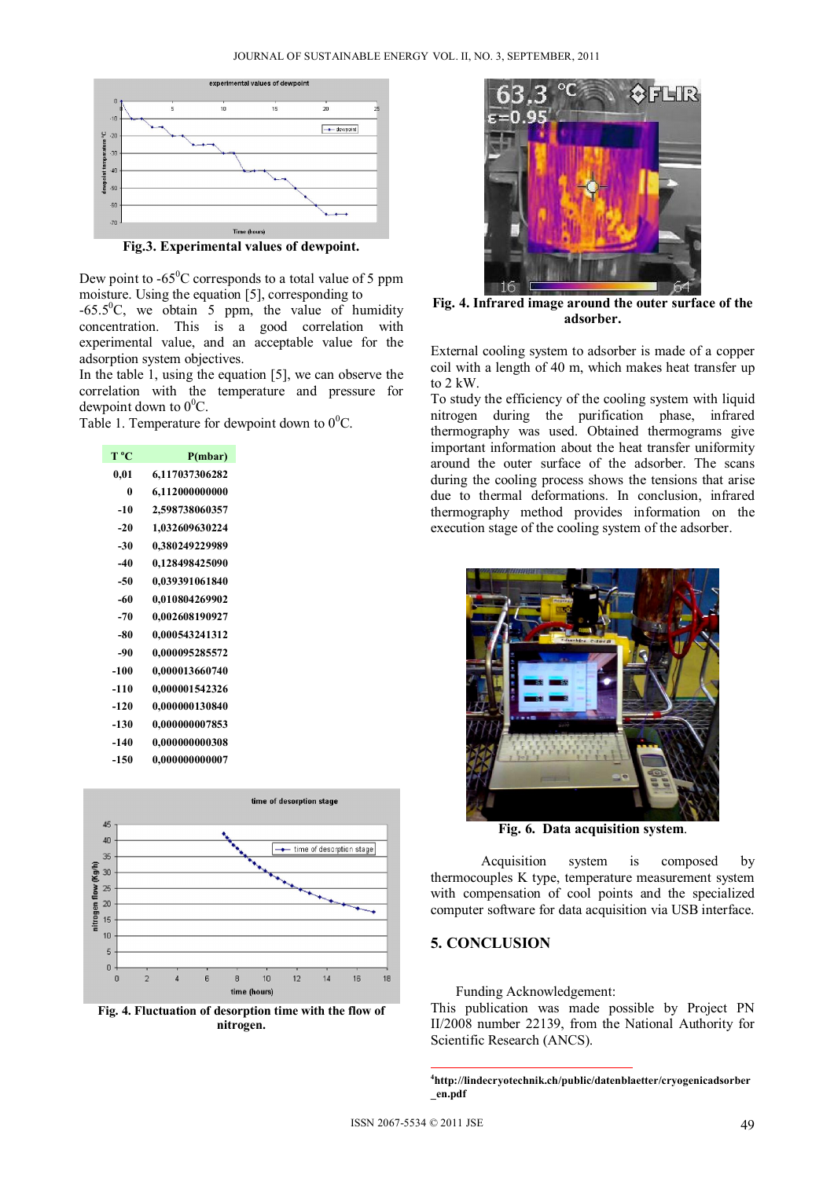Fig.3. Experimental values of dewpoint.

Dew point to -65$^0$C corresponds to a total value of 5 ppm moisture. Using the equation [5], corresponding to -65.5$^0$C, we obtain 5 ppm, the value of humidity concentration. This is a good correlation with experimental value, and an acceptable value for the adsorption system objectives.

In the table 1, using the equation [5], we can observe the correlation with the temperature and pressure for dewpoint down to 0$^0$C.

Table 1. Temperature for dewpoint down to 0$^0$C.

| T °C | P(mbar) |
|---|---|
| 0,01 | 6,117037306282 |
| 0 | 6,112000000000 |
| -10 | 2,598738060357 |
| -20 | 1,032609630224 |
| -30 | 0,380249229989 |
| -40 | 0,128498425090 |
| -50 | 0,039391061840 |
| -60 | 0,010804269902 |
| -70 | 0,002608190927 |
| -80 | 0,000543241312 |
| -90 | 0,000095285572 |
| -100 | 0,000013660740 |
| -110 | 0,000001542326 |
| -120 | 0,000000130840 |
| -130 | 0,000000007853 |
| -140 | 0,000000000308 |
| -150 | 0,000000000007 |

Fig. 4. Fluctuation of desorption time with the flow of nitrogen.

Fig. 4. Infrared image around the outer surface of the adsorber.

External cooling system to adsorber is made of a copper coil with a length of 40 m, which makes heat transfer up to 2 kW.

To study the efficiency of the cooling system with liquid nitrogen during the purification phase, infrared thermography was used. Obtained thermograms give important information about the heat transfer uniformity around the outer surface of the adsorber. The scans during the cooling process shows the tensions that arise due to thermal deformations. In conclusion, infrared thermography method provides information on the execution stage of the cooling system of the adsorber.

Fig. 6. Data acquisition system.

Acquisition system is composed by thermocouples K type, temperature measurement system with compensation of cool points and the specialized computer software for data acquisition via USB interface.

## 5. CONCLUSION

Funding Acknowledgement:

This publication was made possible by Project PN II/2008 number 22139, from the National Authority for Scientific Research (ANCS).

---

[4]http://lindecryotechnik.ch/public/datenblaetter/cryogenicadsorber_en.pdf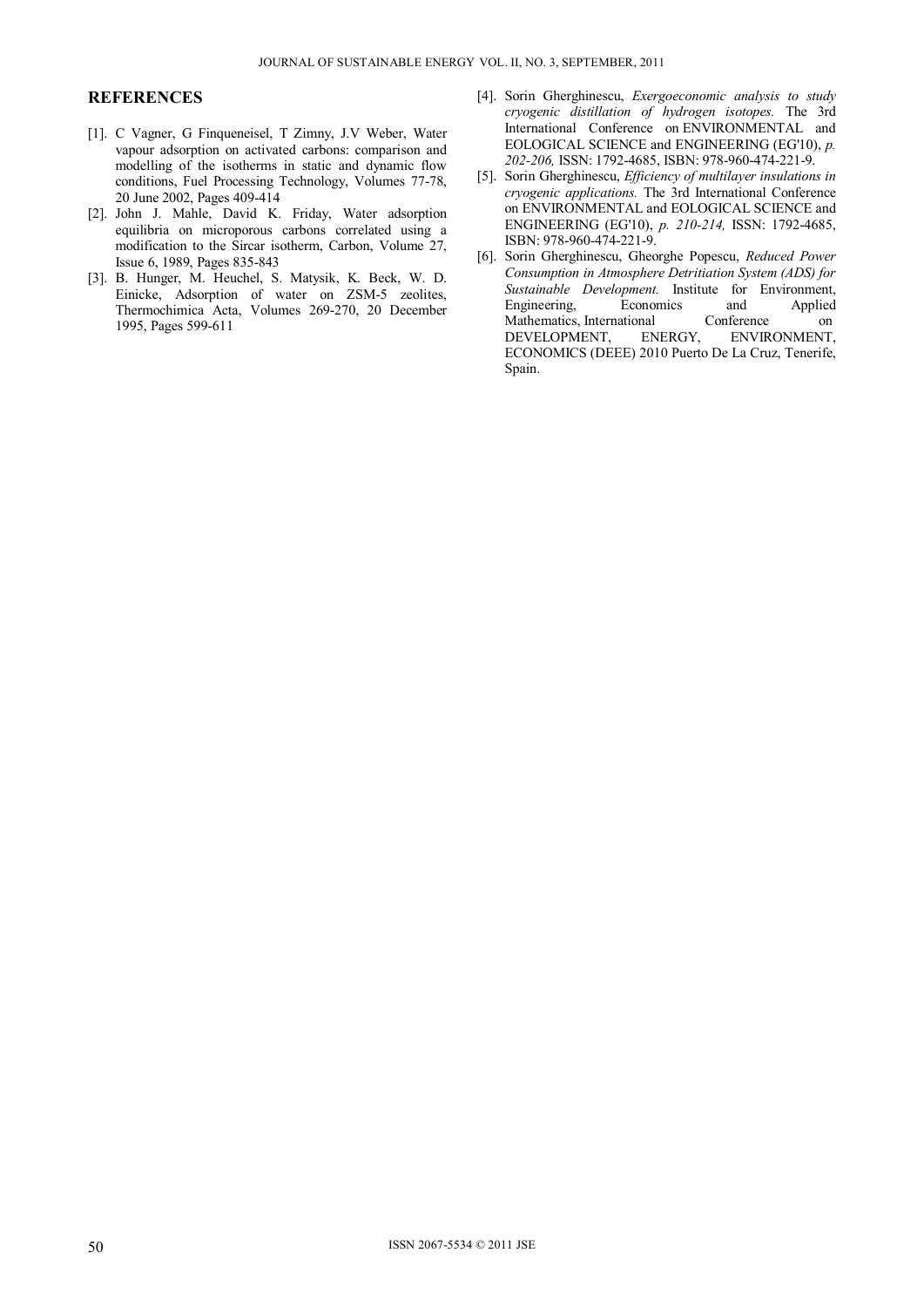## REFERENCES

[1]. C Vagner, G Finqueneisel, T Zimny, J.V Weber, Water vapour adsorption on activated carbons: comparison and modelling of the isotherms in static and dynamic flow conditions, Fuel Processing Technology, Volumes 77-78, 20 June 2002, Pages 409-414

[2]. John J. Mahle, David K. Friday, Water adsorption equilibria on microporous carbons correlated using a modification to the Sircar isotherm, Carbon, Volume 27, Issue 6, 1989, Pages 835-843

[3]. B. Hunger, M. Heuchel, S. Matysik, K. Beck, W. D. Einicke, Adsorption of water on ZSM-5 zeolites, Thermochimica Acta, Volumes 269-270, 20 December 1995, Pages 599-611

[4]. Sorin Gherghinescu, *Exergoeconomic analysis to study cryogenic distillation of hydrogen isotopes.* The 3rd International Conference on ENVIRONMENTAL and EOLOGICAL SCIENCE and ENGINEERING (EG'10), *p. 202-206,* ISSN: 1792-4685, ISBN: 978-960-474-221-9.

[5]. Sorin Gherghinescu, *Efficiency of multilayer insulations in cryogenic applications.* The 3rd International Conference on ENVIRONMENTAL and EOLOGICAL SCIENCE and ENGINEERING (EG'10), *p. 210-214,* ISSN: 1792-4685, ISBN: 978-960-474-221-9.

[6]. Sorin Gherghinescu, Gheorghe Popescu, *Reduced Power Consumption in Atmosphere Detritiation System (ADS) for Sustainable Development.* Institute for Environment, Engineering, Economics and Applied Mathematics, International Conference on DEVELOPMENT, ENERGY, ENVIRONMENT, ECONOMICS (DEEE) 2010 Puerto De La Cruz, Tenerife, Spain.